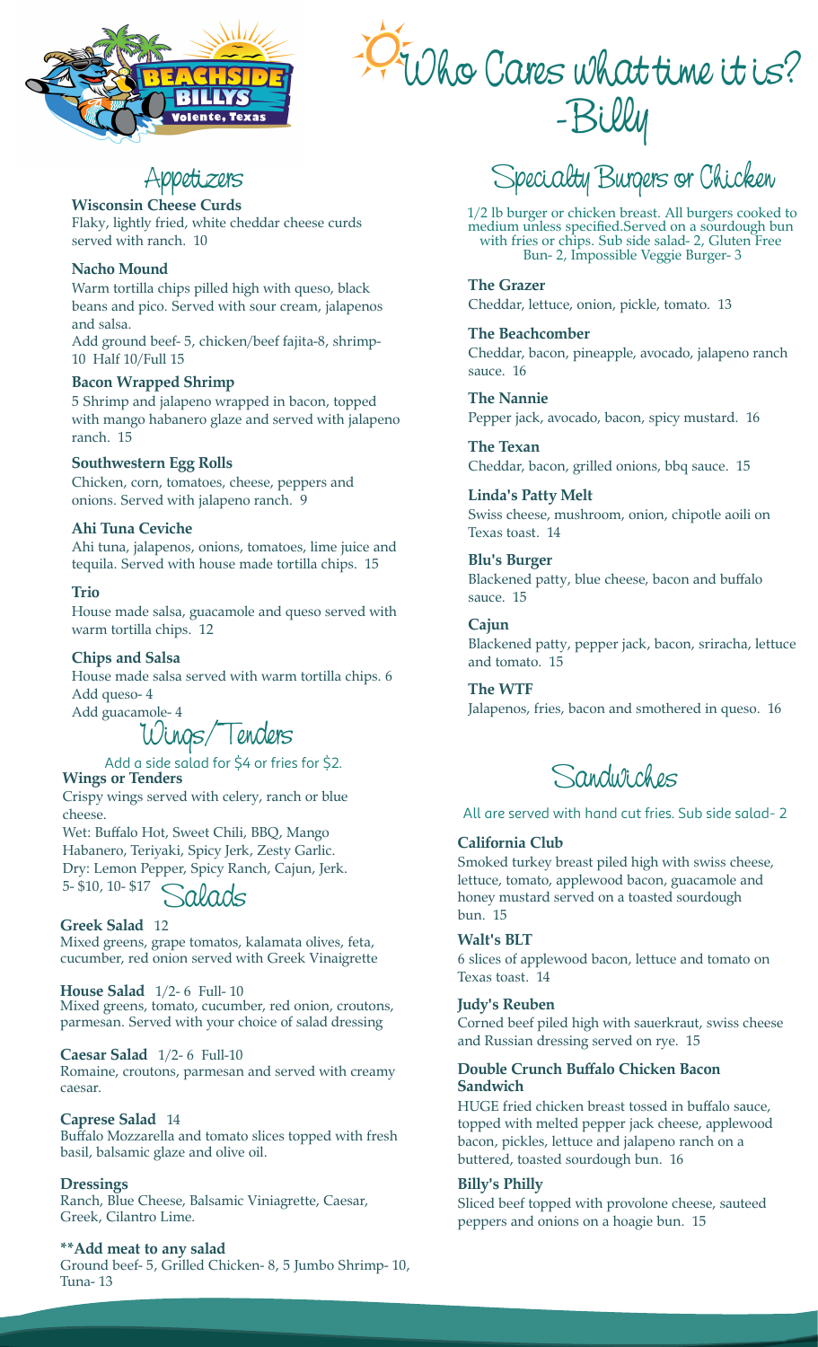# Who Cares what time it is? -Billy

## Appetizers

### Wisconsin Cheese Curds
Flaky, lightly fried, white cheddar cheese curds served with ranch. 10

### Nacho Mound
Warm tortilla chips pilled high with queso, black beans and pico. Served with sour cream, jalapenos and salsa.
Add ground beef- 5, chicken/beef fajita-8, shrimp- 10 Half 10/Full 15

### Bacon Wrapped Shrimp
5 Shrimp and jalapeno wrapped in bacon, topped with mango habanero glaze and served with jalapeno ranch. 15

### Southwestern Egg Rolls
Chicken, corn, tomatoes, cheese, peppers and onions. Served with jalapeno ranch. 9

### Ahi Tuna Ceviche
Ahi tuna, jalapenos, onions, tomatoes, lime juice and tequila. Served with house made tortilla chips. 15

### Trio
House made salsa, guacamole and queso served with warm tortilla chips. 12

### Chips and Salsa
House made salsa served with warm tortilla chips. 6
Add queso- 4
Add guacamole- 4

## Wings/Tenders

Add a side salad for $4 or fries for $2.

### Wings or Tenders
Crispy wings served with celery, ranch or blue cheese.
Wet: Buffalo Hot, Sweet Chili, BBQ, Mango Habanero, Teriyaki, Spicy Jerk, Zesty Garlic.
Dry: Lemon Pepper, Spicy Ranch, Cajun, Jerk.
5- $10, 10- $17

## Salads

### Greek Salad 12
Mixed greens, grape tomatos, kalamata olives, feta, cucumber, red onion served with Greek Vinaigrette

### House Salad 1/2- 6 Full- 10
Mixed greens, tomato, cucumber, red onion, croutons, parmesan. Served with your choice of salad dressing

### Caesar Salad 1/2- 6 Full-10
Romaine, croutons, parmesan and served with creamy caesar.

### Caprese Salad 14
Buffalo Mozzarella and tomato slices topped with fresh basil, balsamic glaze and olive oil.

### Dressings
Ranch, Blue Cheese, Balsamic Viniagrette, Caesar, Greek, Cilantro Lime.

### **Add meat to any salad
Ground beef- 5, Grilled Chicken- 8, 5 Jumbo Shrimp- 10, Tuna- 13

## Specialty Burgers or Chicken

1/2 lb burger or chicken breast. All burgers cooked to medium unless specified.Served on a sourdough bun with fries or chips. Sub side salad- 2, Gluten Free Bun- 2, Impossible Veggie Burger- 3

### The Grazer
Cheddar, lettuce, onion, pickle, tomato. 13

### The Beachcomber
Cheddar, bacon, pineapple, avocado, jalapeno ranch sauce. 16

### The Nannie
Pepper jack, avocado, bacon, spicy mustard. 16

### The Texan
Cheddar, bacon, grilled onions, bbq sauce. 15

### Linda's Patty Melt
Swiss cheese, mushroom, onion, chipotle aoili on Texas toast. 14

### Blu's Burger
Blackened patty, blue cheese, bacon and buffalo sauce. 15

### Cajun
Blackened patty, pepper jack, bacon, sriracha, lettuce and tomato. 15

### The WTF
Jalapenos, fries, bacon and smothered in queso. 16

## Sandwiches

All are served with hand cut fries. Sub side salad- 2

### California Club
Smoked turkey breast piled high with swiss cheese, lettuce, tomato, applewood bacon, guacamole and honey mustard served on a toasted sourdough bun. 15

### Walt's BLT
6 slices of applewood bacon, lettuce and tomato on Texas toast. 14

### Judy's Reuben
Corned beef piled high with sauerkraut, swiss cheese and Russian dressing served on rye. 15

### Double Crunch Buffalo Chicken Bacon Sandwich
HUGE fried chicken breast tossed in buffalo sauce, topped with melted pepper jack cheese, applewood bacon, pickles, lettuce and jalapeno ranch on a buttered, toasted sourdough bun. 16

### Billy's Philly
Sliced beef topped with provolone cheese, sauteed peppers and onions on a hoagie bun. 15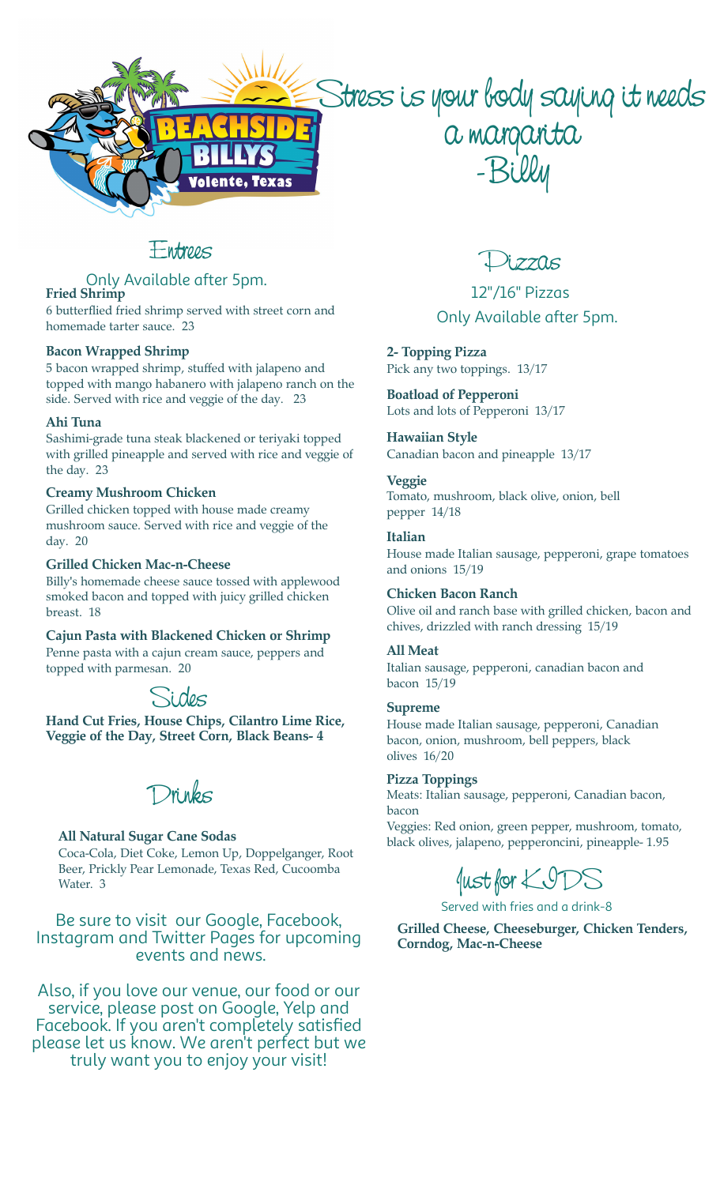BEACHSIDE BILLYS

Volente, Texas

Stress is your body saying it needs a margarita
-Billy

## Entrees

Only Available after 5pm.

**Fried Shrimp**
6 butterflied fried shrimp served with street corn and homemade tarter sauce. 23

**Bacon Wrapped Shrimp**
5 bacon wrapped shrimp, stuffed with jalapeno and topped with mango habanero with jalapeno ranch on the side. Served with rice and veggie of the day. 23

**Ahi Tuna**
Sashimi-grade tuna steak blackened or teriyaki topped with grilled pineapple and served with rice and veggie of the day. 23

**Creamy Mushroom Chicken**
Grilled chicken topped with house made creamy mushroom sauce. Served with rice and veggie of the day. 20

**Grilled Chicken Mac-n-Cheese**
Billy's homemade cheese sauce tossed with applewood smoked bacon and topped with juicy grilled chicken breast. 18

**Cajun Pasta with Blackened Chicken or Shrimp**
Penne pasta with a cajun cream sauce, peppers and topped with parmesan. 20

## Sides

**Hand Cut Fries, House Chips, Cilantro Lime Rice, Veggie of the Day, Street Corn, Black Beans- 4**

## Drinks

**All Natural Sugar Cane Sodas**
Coca-Cola, Diet Coke, Lemon Up, Doppelganger, Root Beer, Prickly Pear Lemonade, Texas Red, Cucoomba Water. 3

Be sure to visit our Google, Facebook, Instagram and Twitter Pages for upcoming events and news.

Also, if you love our venue, our food or our service, please post on Google, Yelp and Facebook. If you aren't completely satisfied please let us know. We aren't perfect but we truly want you to enjoy your visit!

## Pizzas

12"/16" Pizzas

Only Available after 5pm.

**2- Topping Pizza**
Pick any two toppings. 13/17

**Boatload of Pepperoni**
Lots and lots of Pepperoni 13/17

**Hawaiian Style**
Canadian bacon and pineapple 13/17

**Veggie**
Tomato, mushroom, black olive, onion, bell pepper 14/18

**Italian**
House made Italian sausage, pepperoni, grape tomatoes and onions 15/19

**Chicken Bacon Ranch**
Olive oil and ranch base with grilled chicken, bacon and chives, drizzled with ranch dressing 15/19

**All Meat**
Italian sausage, pepperoni, canadian bacon and bacon 15/19

**Supreme**
House made Italian sausage, pepperoni, Canadian bacon, onion, mushroom, bell peppers, black olives 16/20

**Pizza Toppings**
Meats: Italian sausage, pepperoni, Canadian bacon, bacon
Veggies: Red onion, green pepper, mushroom, tomato, black olives, jalapeno, pepperoncini, pineapple- 1.95

## Just for KIDS

Served with fries and a drink-8

**Grilled Cheese, Cheeseburger, Chicken Tenders, Corndog, Mac-n-Cheese**